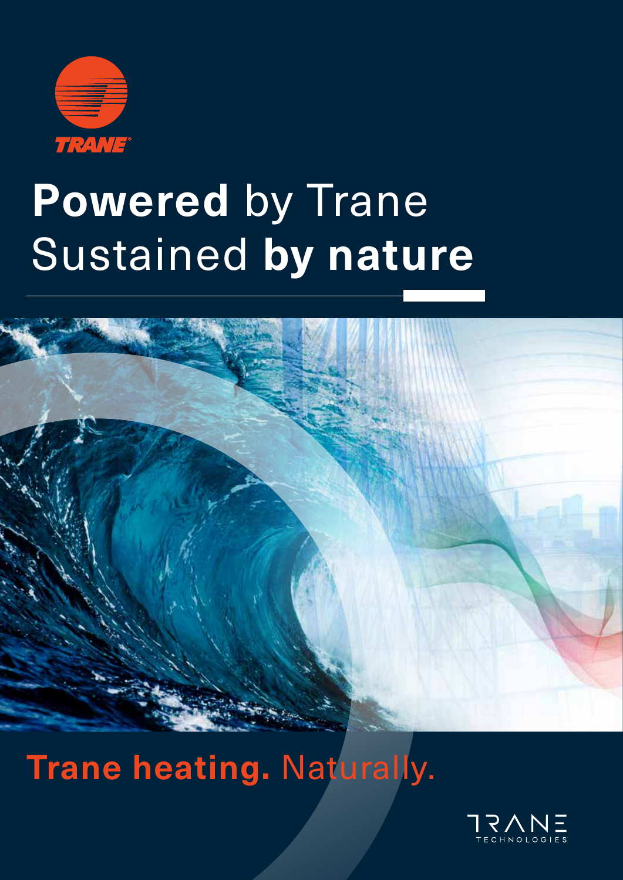TRANE

# **Powered** by Trane
# Sustained **by nature**

## **Trane heating.** Naturally.

TRANE TECHNOLOGIES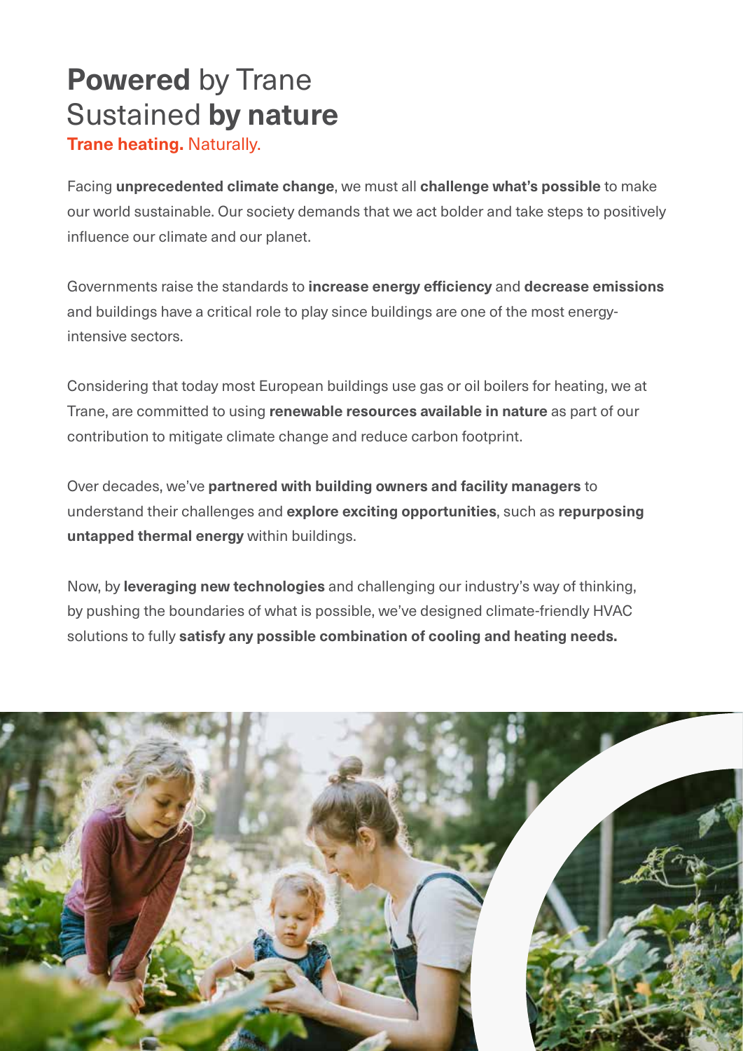# **Powered** by Trane Sustained **by nature**

**Trane heating.** Naturally.

Facing **unprecedented climate change**, we must all **challenge what's possible** to make our world sustainable. Our society demands that we act bolder and take steps to positively influence our climate and our planet.

Governments raise the standards to **increase energy efficiency** and **decrease emissions** and buildings have a critical role to play since buildings are one of the most energy-intensive sectors.

Considering that today most European buildings use gas or oil boilers for heating, we at Trane, are committed to using **renewable resources available in nature** as part of our contribution to mitigate climate change and reduce carbon footprint.

Over decades, we've **partnered with building owners and facility managers** to understand their challenges and **explore exciting opportunities**, such as **repurposing untapped thermal energy** within buildings.

Now, by **leveraging new technologies** and challenging our industry's way of thinking, by pushing the boundaries of what is possible, we've designed climate-friendly HVAC solutions to fully **satisfy any possible combination of cooling and heating needs.**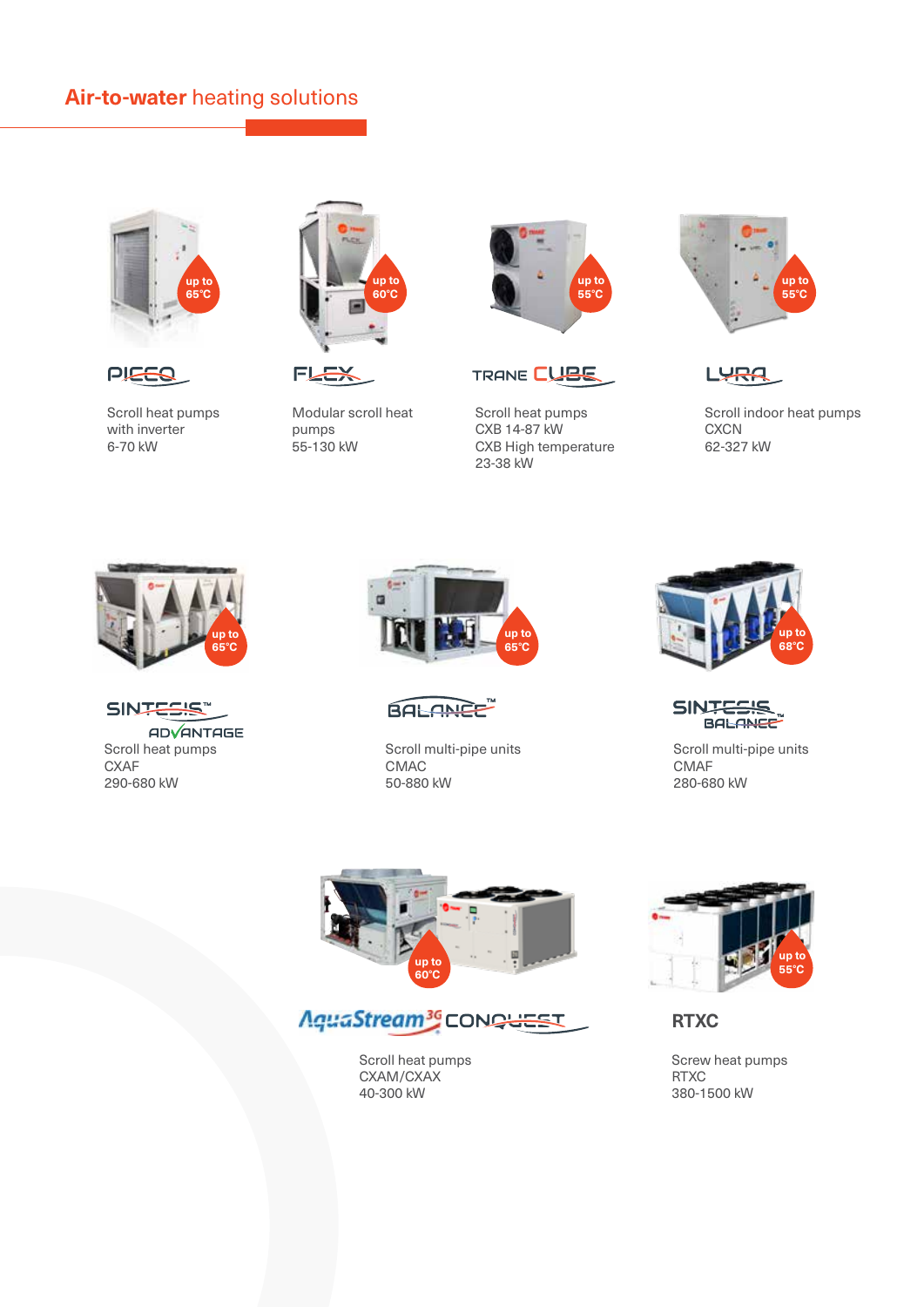# Air-to-water heating solutions

up to 65°C

**PICCO**

Scroll heat pumps
with inverter
6-70 kW

up to 60°C

**FLEX**

Modular scroll heat
pumps
55-130 kW

up to 55°C

**TRANE CUBE**

Scroll heat pumps
CXB 14-87 kW
CXB High temperature
23-38 kW

up to 55°C

**LYRA**

Scroll indoor heat pumps
CXCN
62-327 kW

up to 65°C

**SINTESIS™ ADVANTAGE**

Scroll heat pumps
CXAF
290-680 kW

up to 65°C

**BALANCE™**

Scroll multi-pipe units
CMAC
50-880 kW

up to 68°C

**SINTESIS BALANCE™**

Scroll multi-pipe units
CMAF
280-680 kW

up to 60°C

**AquaStream 3G CONQUEST**

Scroll heat pumps
CXAM/CXAX
40-300 kW

up to 55°C

**RTXC**

Screw heat pumps
RTXC
380-1500 kW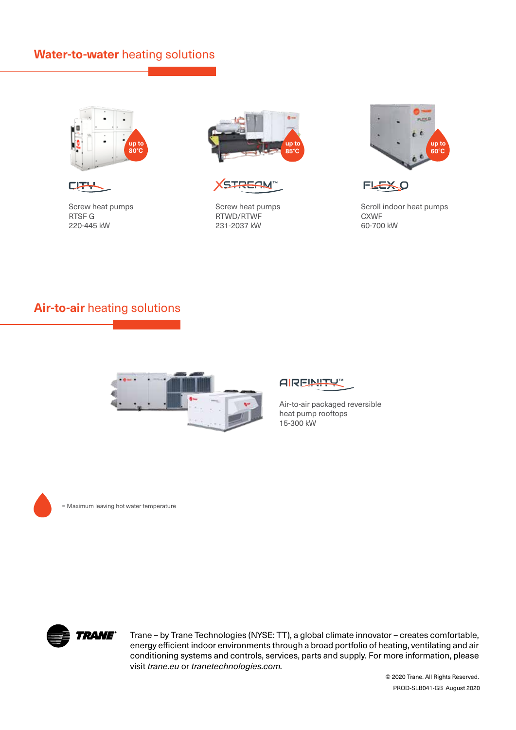## **Water-to-water** heating solutions

up to 80°C

CITY

Screw heat pumps
RTSF G
220-445 kW

up to 85°C

XSTREAM™

Screw heat pumps
RTWD/RTWF
231-2037 kW

up to 60°C

FLEX O

Scroll indoor heat pumps
CXWF
60-700 kW

## **Air-to-air** heating solutions

AIRFINITY™

Air-to-air packaged reversible heat pump rooftops
15-300 kW

= Maximum leaving hot water temperature

TRANE

Trane – by Trane Technologies (NYSE: TT), a global climate innovator – creates comfortable, energy efficient indoor environments through a broad portfolio of heating, ventilating and air conditioning systems and controls, services, parts and supply. For more information, please visit *trane.eu* or *tranetechnologies.com.*

© 2020 Trane. All Rights Reserved.
PROD-SLB041-GB August 2020